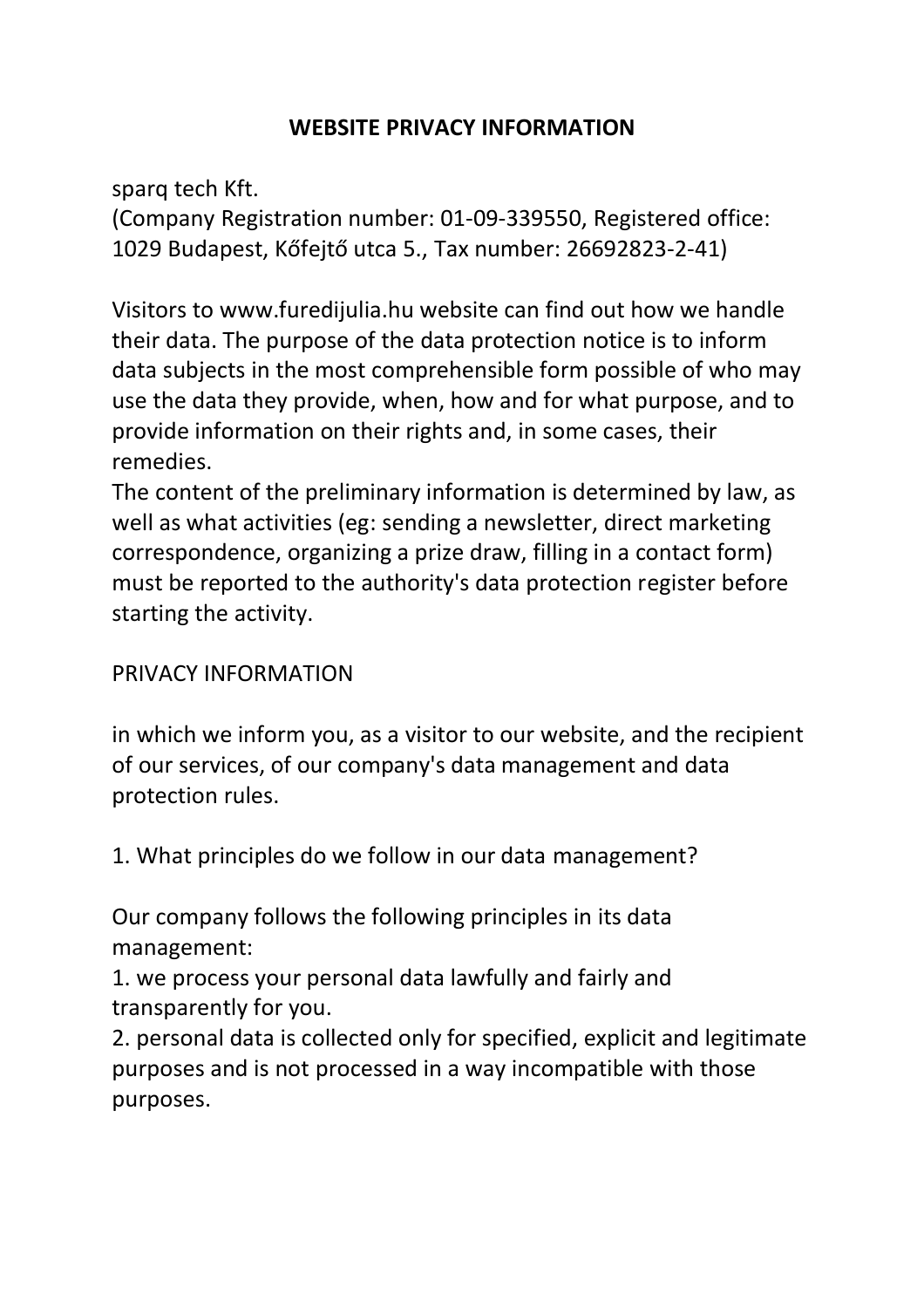# WEBSITE PRIVACY INFORMATION

sparq tech Kft.
(Company Registration number: 01-09-339550, Registered office: 1029 Budapest, Kőfejtő utca 5., Tax number: 26692823-2-41)

Visitors to www.furedijulia.hu website can find out how we handle their data. The purpose of the data protection notice is to inform data subjects in the most comprehensible form possible of who may use the data they provide, when, how and for what purpose, and to provide information on their rights and, in some cases, their remedies.
The content of the preliminary information is determined by law, as well as what activities (eg: sending a newsletter, direct marketing correspondence, organizing a prize draw, filling in a contact form) must be reported to the authority's data protection register before starting the activity.

PRIVACY INFORMATION

in which we inform you, as a visitor to our website, and the recipient of our services, of our company's data management and data protection rules.

1. What principles do we follow in our data management?

Our company follows the following principles in its data management:

1. we process your personal data lawfully and fairly and transparently for you.
2. personal data is collected only for specified, explicit and legitimate purposes and is not processed in a way incompatible with those purposes.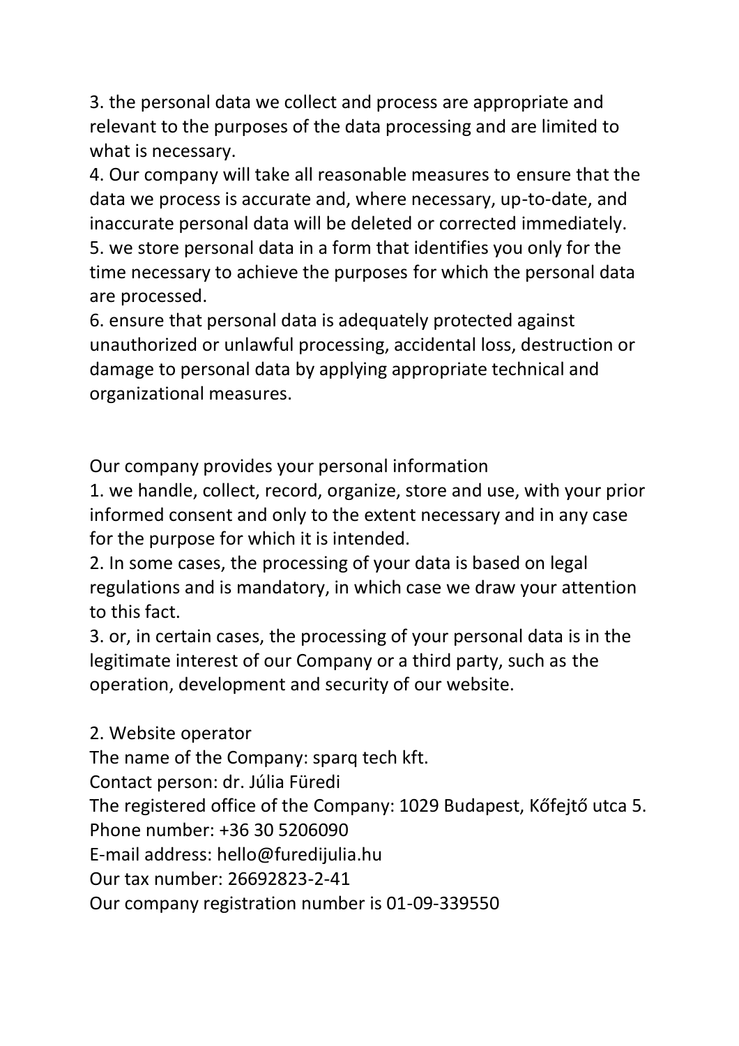3. the personal data we collect and process are appropriate and relevant to the purposes of the data processing and are limited to what is necessary.
4. Our company will take all reasonable measures to ensure that the data we process is accurate and, where necessary, up-to-date, and inaccurate personal data will be deleted or corrected immediately.
5. we store personal data in a form that identifies you only for the time necessary to achieve the purposes for which the personal data are processed.
6. ensure that personal data is adequately protected against unauthorized or unlawful processing, accidental loss, destruction or damage to personal data by applying appropriate technical and organizational measures.

Our company provides your personal information

1. we handle, collect, record, organize, store and use, with your prior informed consent and only to the extent necessary and in any case for the purpose for which it is intended.
2. In some cases, the processing of your data is based on legal regulations and is mandatory, in which case we draw your attention to this fact.
3. or, in certain cases, the processing of your personal data is in the legitimate interest of our Company or a third party, such as the operation, development and security of our website.

## 2. Website operator

The name of the Company: sparq tech kft.
Contact person: dr. Júlia Füredi
The registered office of the Company: 1029 Budapest, Kőfejtő utca 5.
Phone number: +36 30 5206090
E-mail address: hello@furedijulia.hu
Our tax number: 26692823-2-41
Our company registration number is 01-09-339550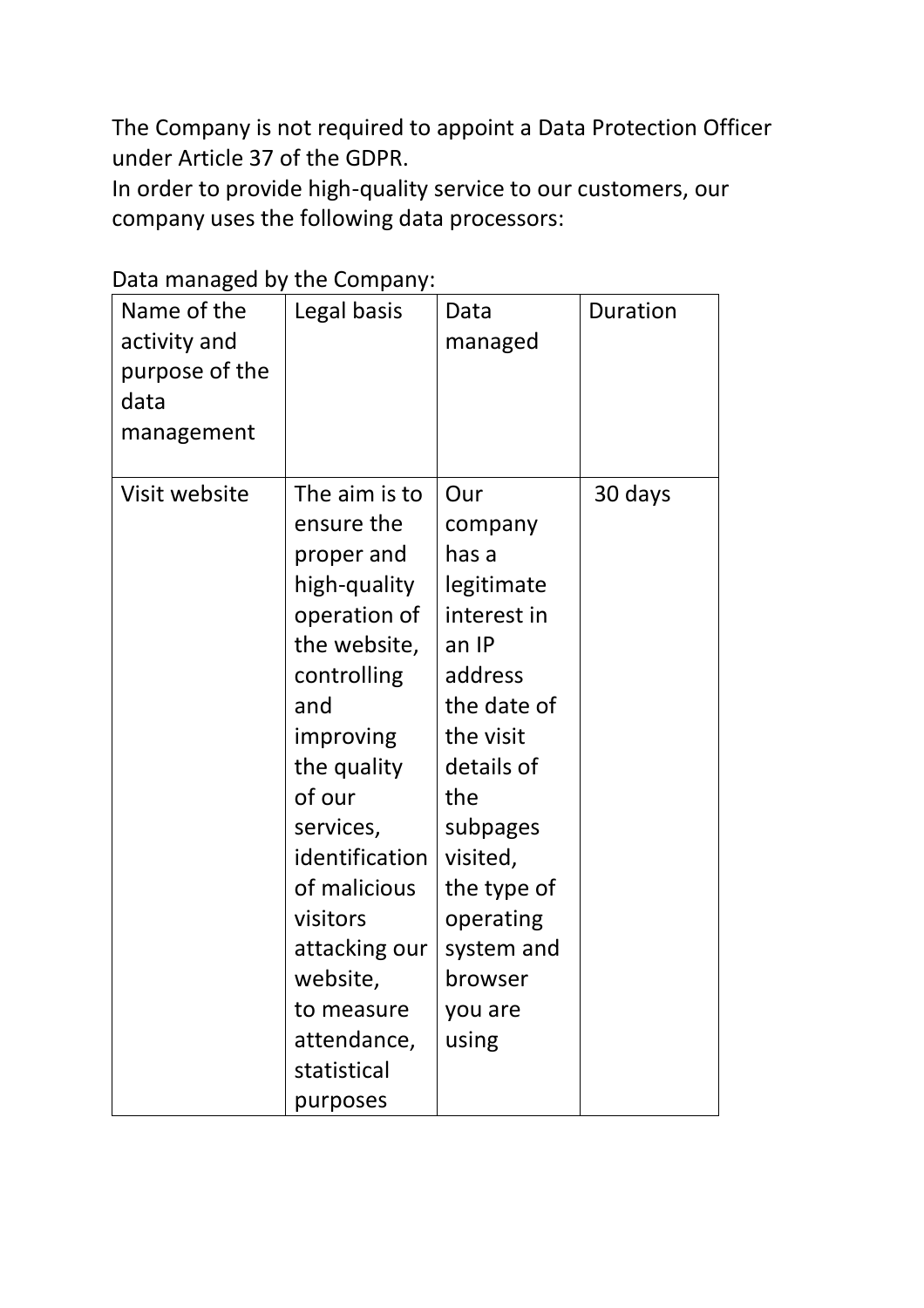The Company is not required to appoint a Data Protection Officer under Article 37 of the GDPR.
In order to provide high-quality service to our customers, our company uses the following data processors:

Data managed by the Company:

| Name of the activity and purpose of the data management | Legal basis | Data managed | Duration |
|---|---|---|---|
| Visit website | The aim is to ensure the proper and high-quality operation of the website, controlling and improving the quality of our services, identification of malicious visitors attacking our website, to measure attendance, statistical purposes | Our company has a legitimate interest in an IP address the date of the visit details of the subpages visited, the type of operating system and browser you are using | 30 days |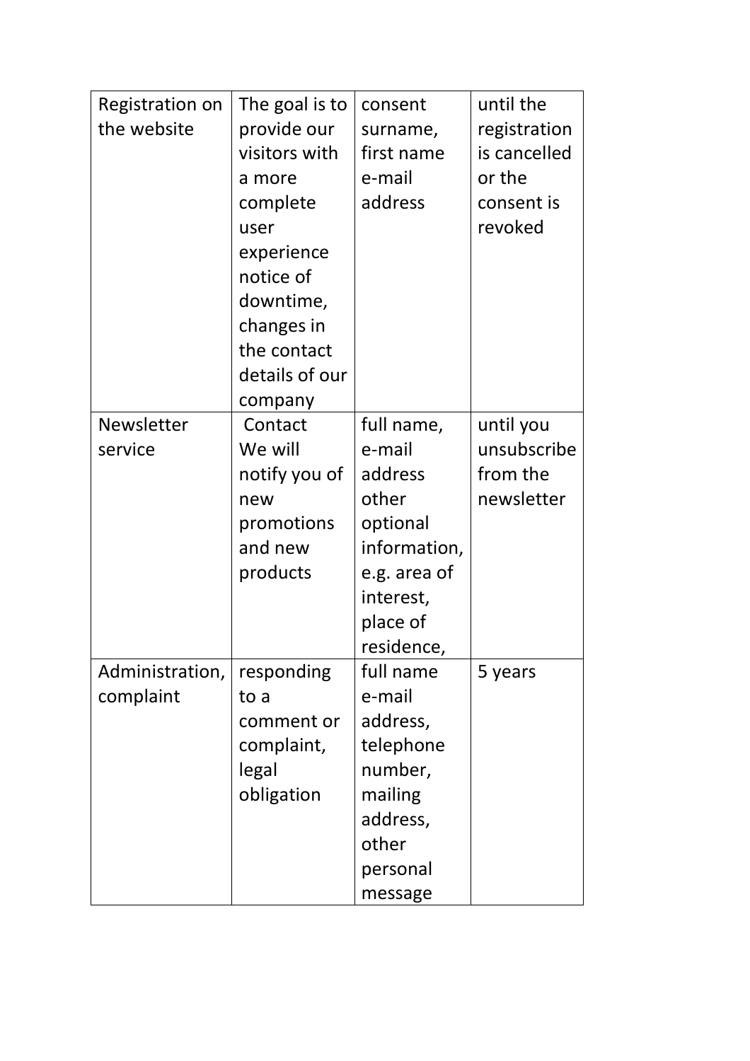| Registration on the website | The goal is to provide our visitors with a more complete user experience notice of downtime, changes in the contact details of our company | consent surname, first name e-mail address | until the registration is cancelled or the consent is revoked |
|---|---|---|---|
| Newsletter service | Contact We will notify you of new promotions and new products | full name, e-mail address other optional information, e.g. area of interest, place of residence, | until you unsubscribe from the newsletter |
| Administration, complaint | responding to a comment or complaint, legal obligation | full name e-mail address, telephone number, mailing address, other personal message | 5 years |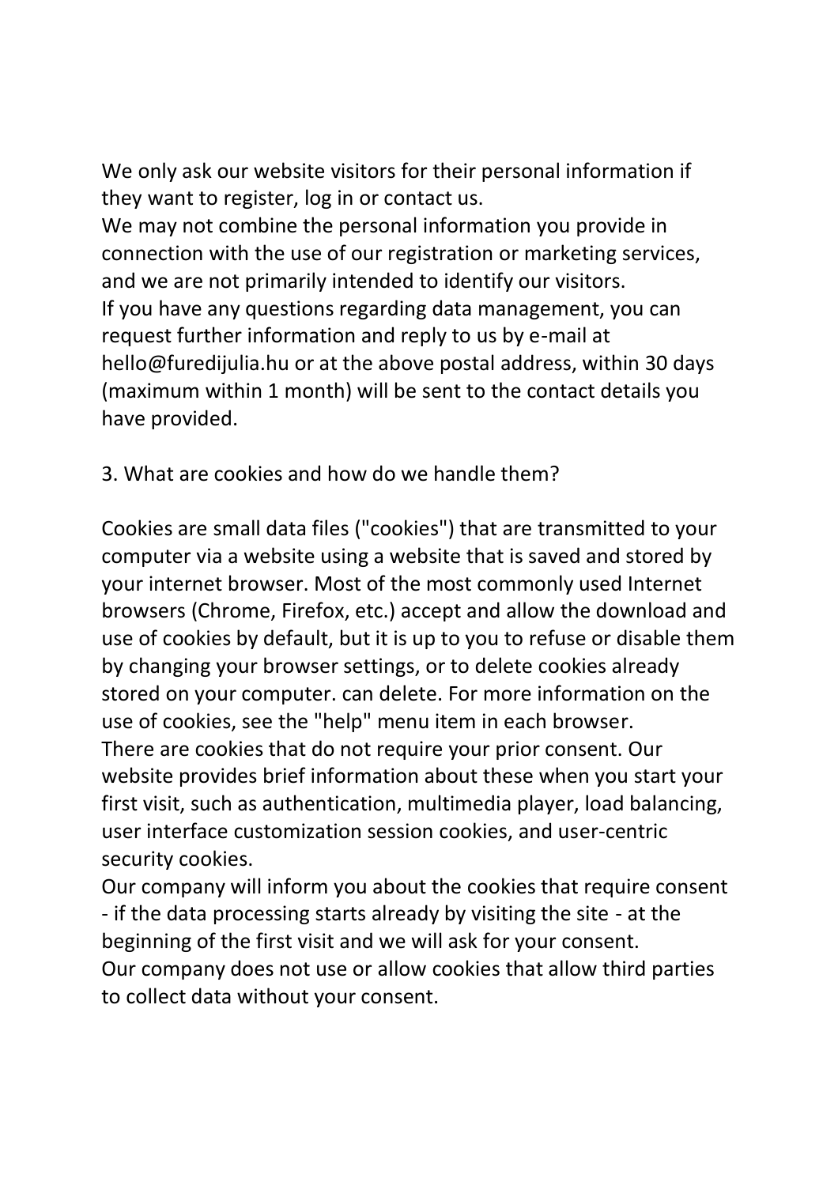We only ask our website visitors for their personal information if they want to register, log in or contact us.
We may not combine the personal information you provide in connection with the use of our registration or marketing services, and we are not primarily intended to identify our visitors.
If you have any questions regarding data management, you can request further information and reply to us by e-mail at hello@furedijulia.hu or at the above postal address, within 30 days (maximum within 1 month) will be sent to the contact details you have provided.

3. What are cookies and how do we handle them?

Cookies are small data files ("cookies") that are transmitted to your computer via a website using a website that is saved and stored by your internet browser. Most of the most commonly used Internet browsers (Chrome, Firefox, etc.) accept and allow the download and use of cookies by default, but it is up to you to refuse or disable them by changing your browser settings, or to delete cookies already stored on your computer. can delete. For more information on the use of cookies, see the "help" menu item in each browser.
There are cookies that do not require your prior consent. Our website provides brief information about these when you start your first visit, such as authentication, multimedia player, load balancing, user interface customization session cookies, and user-centric security cookies.
Our company will inform you about the cookies that require consent - if the data processing starts already by visiting the site - at the beginning of the first visit and we will ask for your consent.
Our company does not use or allow cookies that allow third parties to collect data without your consent.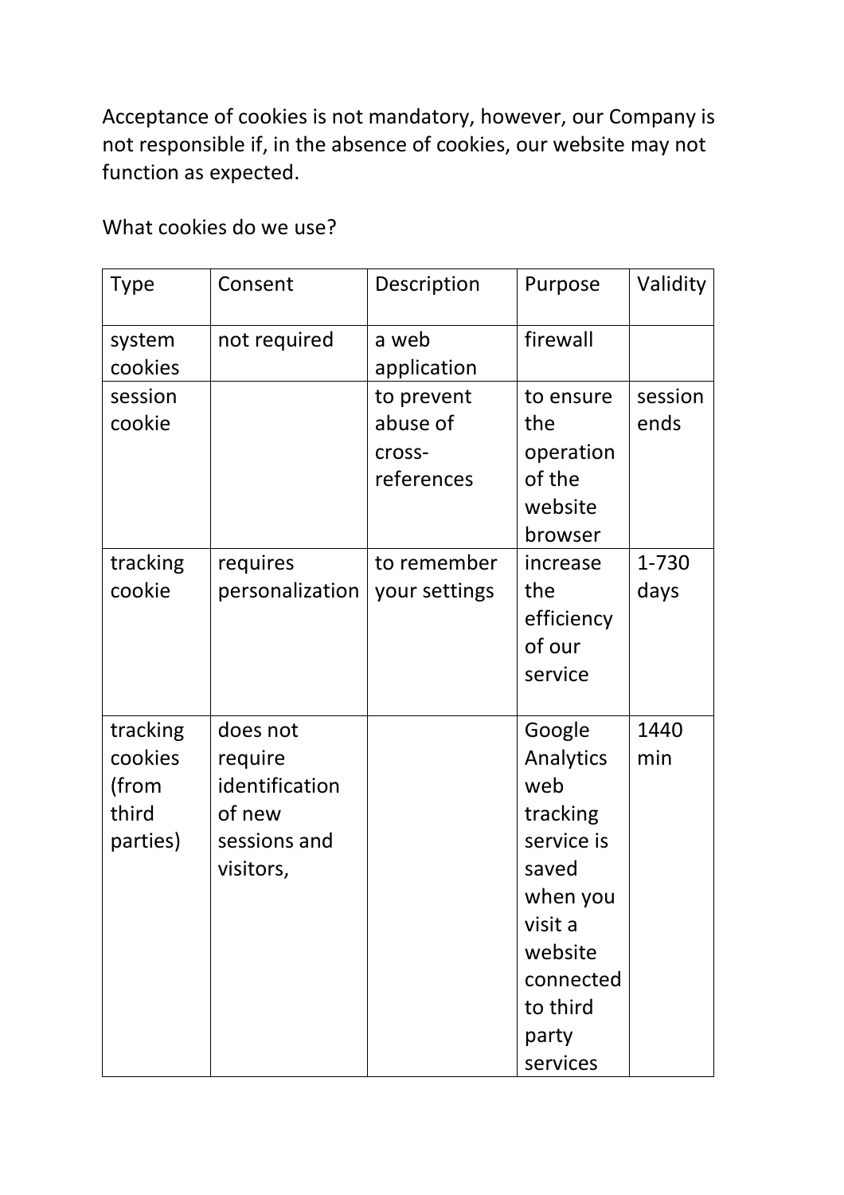Acceptance of cookies is not mandatory, however, our Company is not responsible if, in the absence of cookies, our website may not function as expected.

What cookies do we use?

| Type | Consent | Description | Purpose | Validity |
| --- | --- | --- | --- | --- |
| system cookies | not required | a web application | firewall | |
| session cookie | | to prevent abuse of cross-references | to ensure the operation of the website browser | session ends |
| tracking cookie | requires personalization | to remember your settings | increase the efficiency of our service | 1-730 days |
| tracking cookies (from third parties) | does not require identification of new sessions and visitors, | | Google Analytics web tracking service is saved when you visit a website connected to third party services | 1440 min |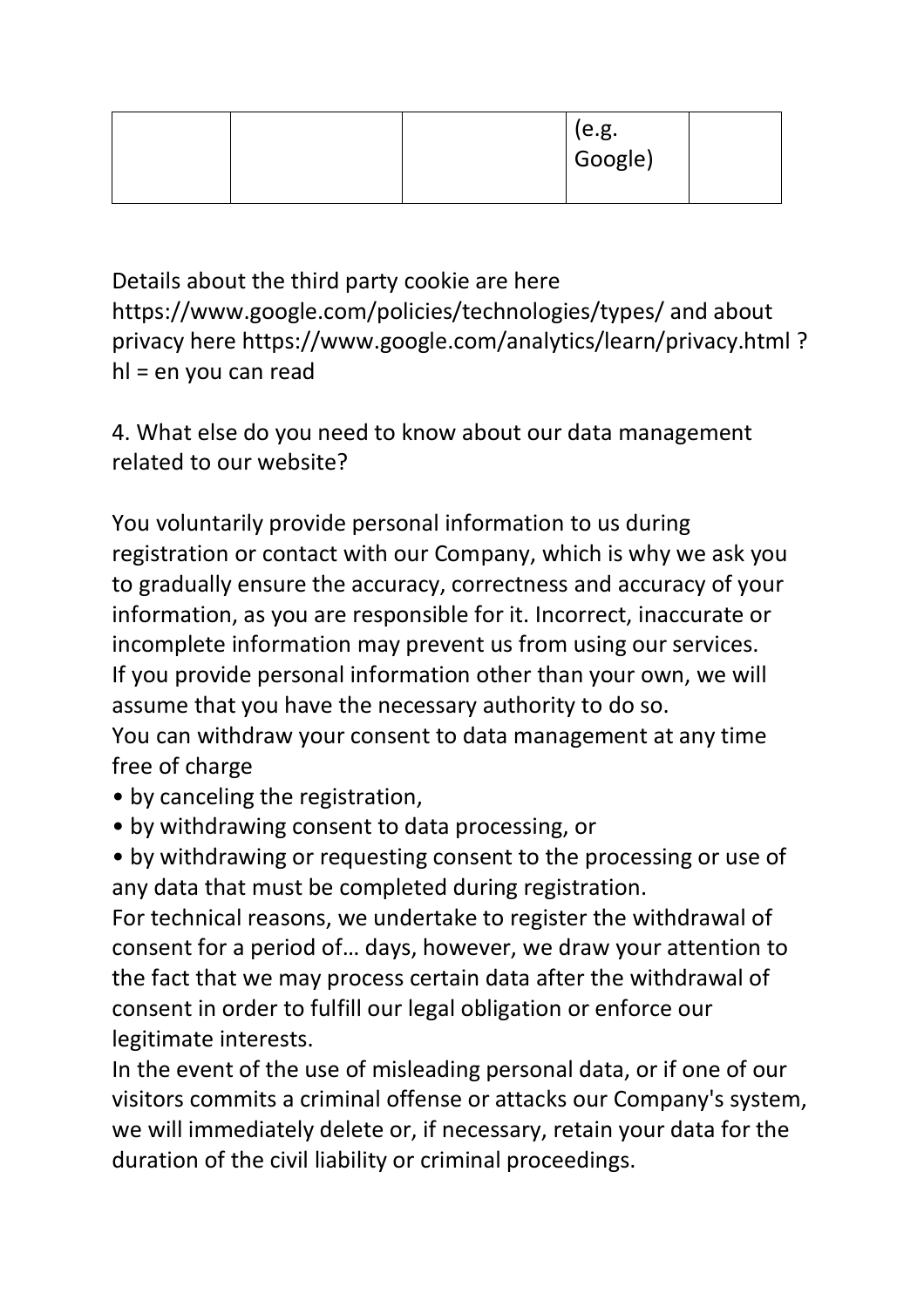|  |  |  | (e.g. Google) |  |
|---|---|---|---|---|

Details about the third party cookie are here https://www.google.com/policies/technologies/types/ and about privacy here https://www.google.com/analytics/learn/privacy.html ? hl = en you can read

4. What else do you need to know about our data management related to our website?

You voluntarily provide personal information to us during registration or contact with our Company, which is why we ask you to gradually ensure the accuracy, correctness and accuracy of your information, as you are responsible for it. Incorrect, inaccurate or incomplete information may prevent us from using our services.
If you provide personal information other than your own, we will assume that you have the necessary authority to do so.
You can withdraw your consent to data management at any time free of charge

- by canceling the registration,
- by withdrawing consent to data processing, or
- by withdrawing or requesting consent to the processing or use of any data that must be completed during registration.

For technical reasons, we undertake to register the withdrawal of consent for a period of… days, however, we draw your attention to the fact that we may process certain data after the withdrawal of consent in order to fulfill our legal obligation or enforce our legitimate interests.
In the event of the use of misleading personal data, or if one of our visitors commits a criminal offense or attacks our Company's system, we will immediately delete or, if necessary, retain your data for the duration of the civil liability or criminal proceedings.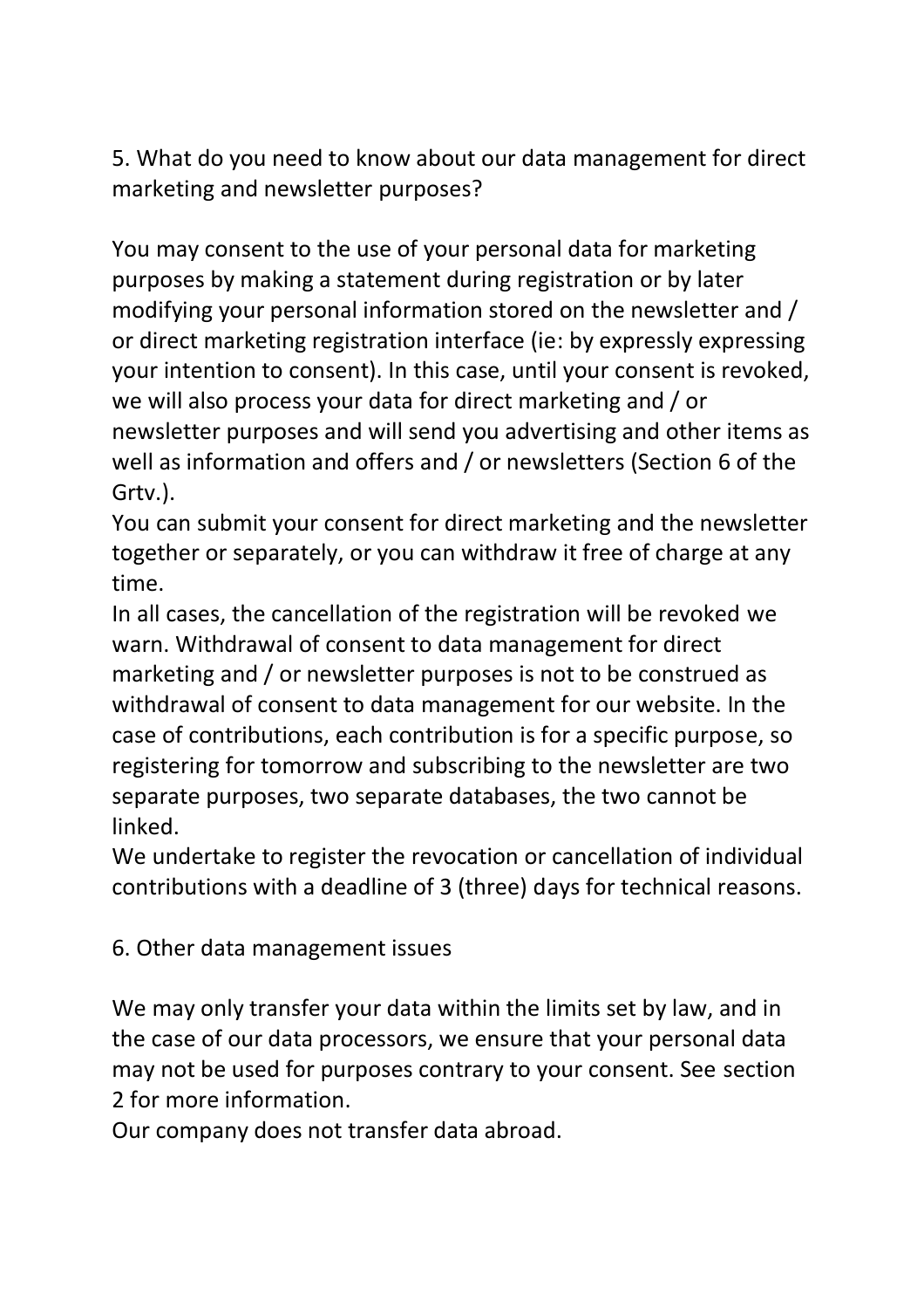## 5. What do you need to know about our data management for direct marketing and newsletter purposes?

You may consent to the use of your personal data for marketing purposes by making a statement during registration or by later modifying your personal information stored on the newsletter and / or direct marketing registration interface (ie: by expressly expressing your intention to consent). In this case, until your consent is revoked, we will also process your data for direct marketing and / or newsletter purposes and will send you advertising and other items as well as information and offers and / or newsletters (Section 6 of the Grtv.).

You can submit your consent for direct marketing and the newsletter together or separately, or you can withdraw it free of charge at any time.

In all cases, the cancellation of the registration will be revoked we warn. Withdrawal of consent to data management for direct marketing and / or newsletter purposes is not to be construed as withdrawal of consent to data management for our website. In the case of contributions, each contribution is for a specific purpose, so registering for tomorrow and subscribing to the newsletter are two separate purposes, two separate databases, the two cannot be linked.

We undertake to register the revocation or cancellation of individual contributions with a deadline of 3 (three) days for technical reasons.

## 6. Other data management issues

We may only transfer your data within the limits set by law, and in the case of our data processors, we ensure that your personal data may not be used for purposes contrary to your consent. See section 2 for more information.

Our company does not transfer data abroad.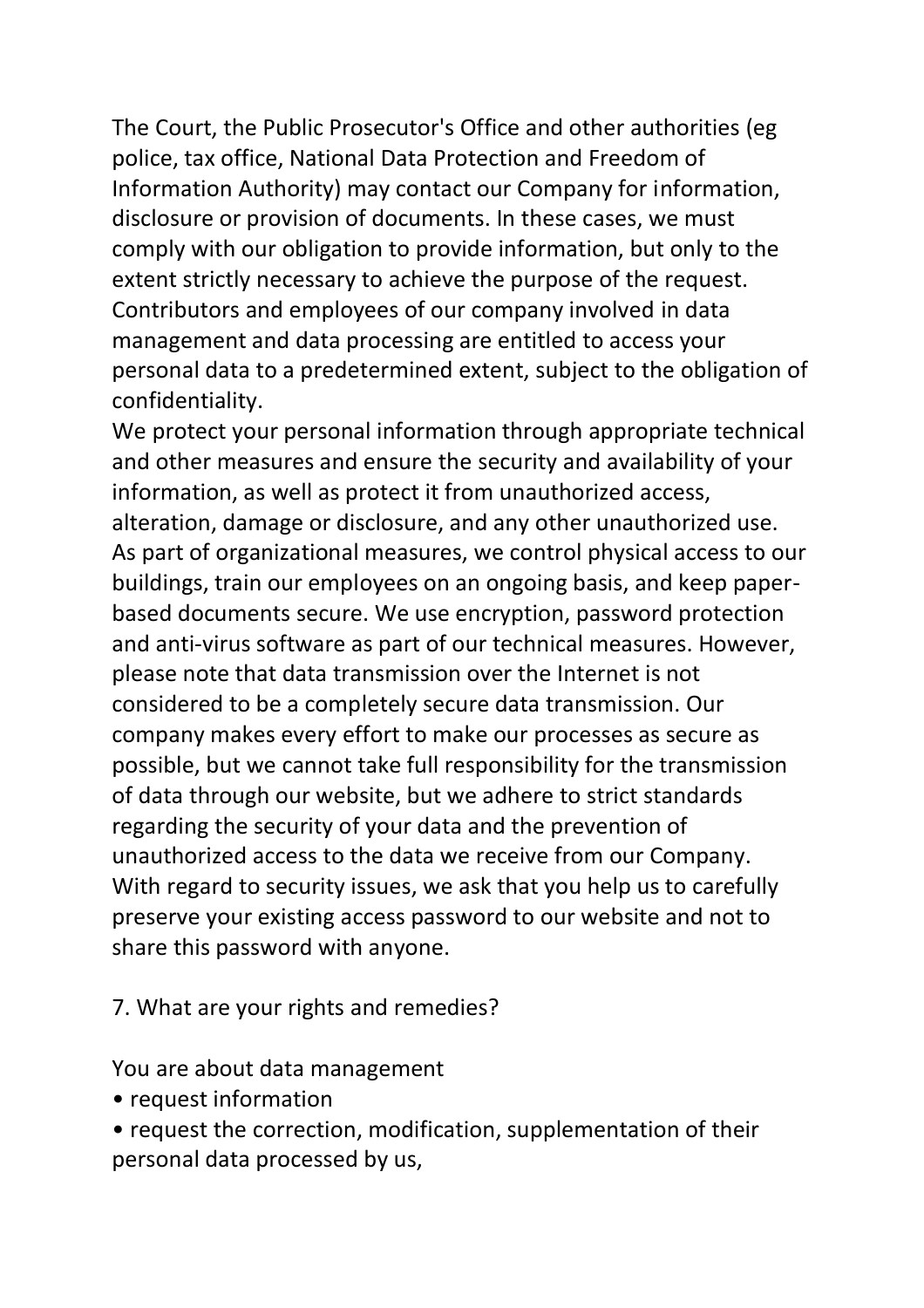The Court, the Public Prosecutor's Office and other authorities (eg police, tax office, National Data Protection and Freedom of Information Authority) may contact our Company for information, disclosure or provision of documents. In these cases, we must comply with our obligation to provide information, but only to the extent strictly necessary to achieve the purpose of the request. Contributors and employees of our company involved in data management and data processing are entitled to access your personal data to a predetermined extent, subject to the obligation of confidentiality.

We protect your personal information through appropriate technical and other measures and ensure the security and availability of your information, as well as protect it from unauthorized access, alteration, damage or disclosure, and any other unauthorized use. As part of organizational measures, we control physical access to our buildings, train our employees on an ongoing basis, and keep paper-based documents secure. We use encryption, password protection and anti-virus software as part of our technical measures. However, please note that data transmission over the Internet is not considered to be a completely secure data transmission. Our company makes every effort to make our processes as secure as possible, but we cannot take full responsibility for the transmission of data through our website, but we adhere to strict standards regarding the security of your data and the prevention of unauthorized access to the data we receive from our Company. With regard to security issues, we ask that you help us to carefully preserve your existing access password to our website and not to share this password with anyone.

## 7. What are your rights and remedies?

You are about data management

- request information
- request the correction, modification, supplementation of their personal data processed by us,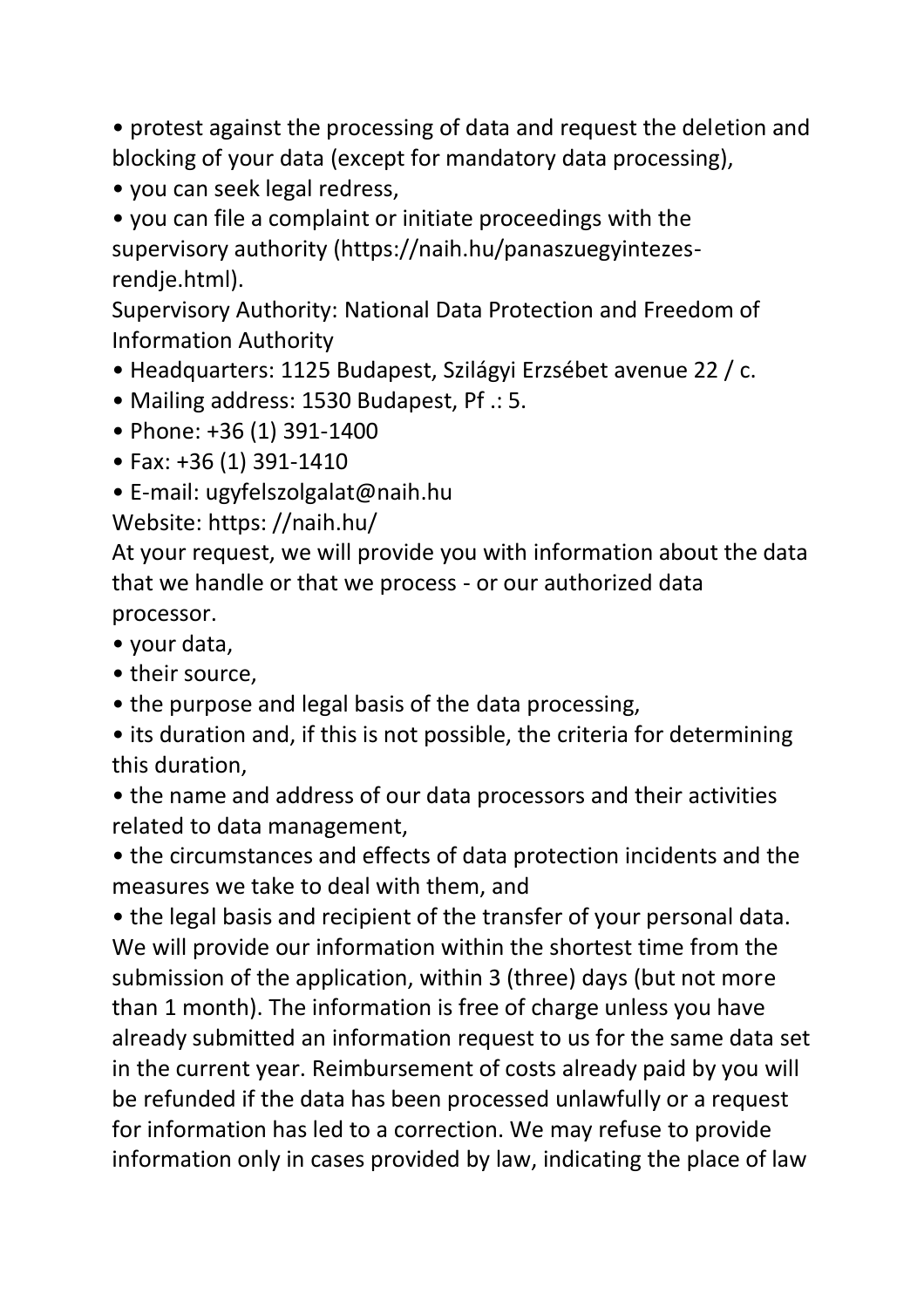- protest against the processing of data and request the deletion and blocking of your data (except for mandatory data processing),
- you can seek legal redress,
- you can file a complaint or initiate proceedings with the supervisory authority (https://naih.hu/panaszuegyintezes-rendje.html).

Supervisory Authority: National Data Protection and Freedom of Information Authority

- Headquarters: 1125 Budapest, Szilágyi Erzsébet avenue 22 / c.
- Mailing address: 1530 Budapest, Pf .: 5.
- Phone: +36 (1) 391-1400
- Fax: +36 (1) 391-1410
- E-mail: ugyfelszolgalat@naih.hu

Website: https: //naih.hu/

At your request, we will provide you with information about the data that we handle or that we process - or our authorized data processor.

- your data,
- their source,
- the purpose and legal basis of the data processing,
- its duration and, if this is not possible, the criteria for determining this duration,
- the name and address of our data processors and their activities related to data management,
- the circumstances and effects of data protection incidents and the measures we take to deal with them, and
- the legal basis and recipient of the transfer of your personal data.

We will provide our information within the shortest time from the submission of the application, within 3 (three) days (but not more than 1 month). The information is free of charge unless you have already submitted an information request to us for the same data set in the current year. Reimbursement of costs already paid by you will be refunded if the data has been processed unlawfully or a request for information has led to a correction. We may refuse to provide information only in cases provided by law, indicating the place of law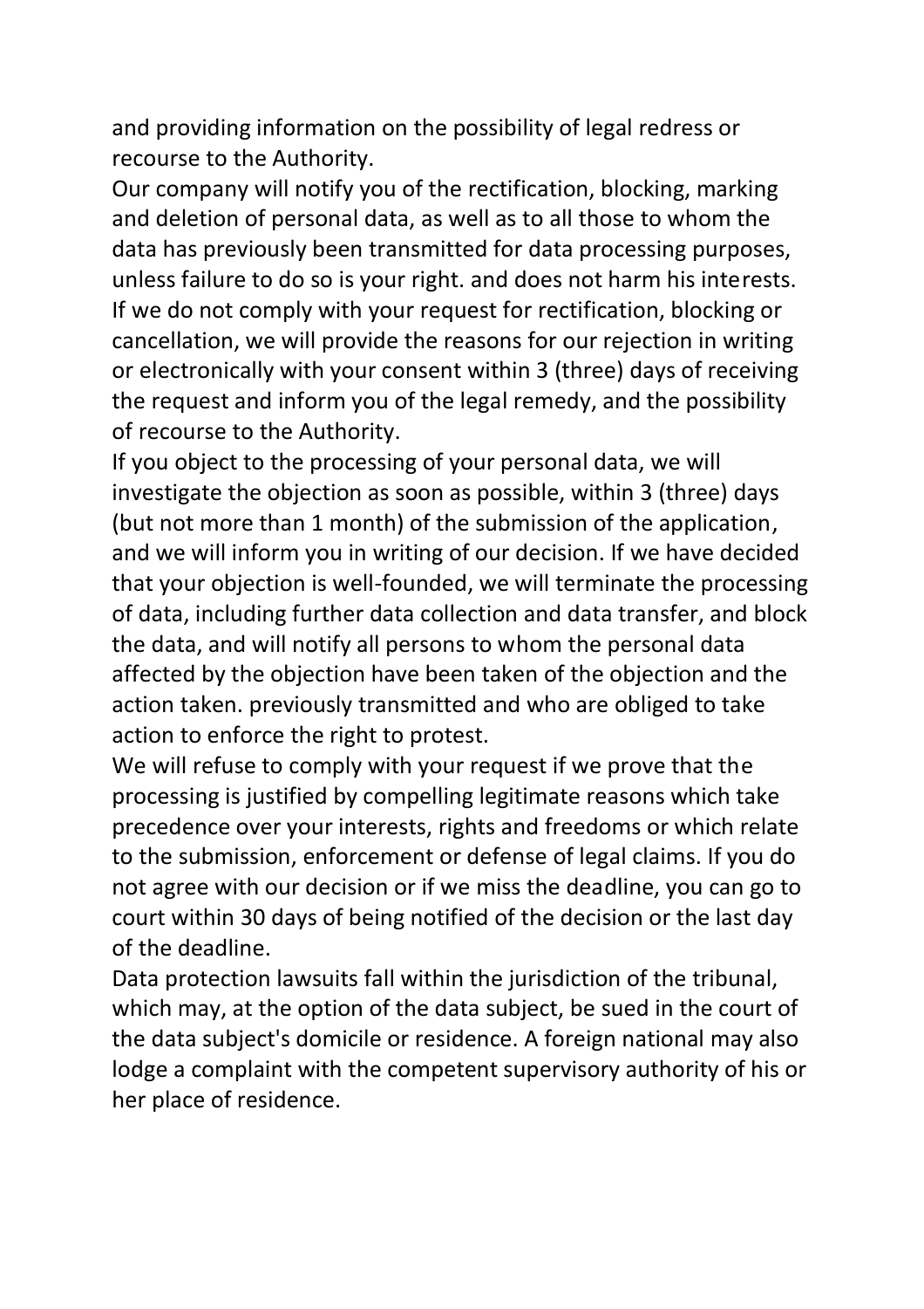and providing information on the possibility of legal redress or recourse to the Authority.

Our company will notify you of the rectification, blocking, marking and deletion of personal data, as well as to all those to whom the data has previously been transmitted for data processing purposes, unless failure to do so is your right. and does not harm his interests. If we do not comply with your request for rectification, blocking or cancellation, we will provide the reasons for our rejection in writing or electronically with your consent within 3 (three) days of receiving the request and inform you of the legal remedy, and the possibility of recourse to the Authority.

If you object to the processing of your personal data, we will investigate the objection as soon as possible, within 3 (three) days (but not more than 1 month) of the submission of the application, and we will inform you in writing of our decision. If we have decided that your objection is well-founded, we will terminate the processing of data, including further data collection and data transfer, and block the data, and will notify all persons to whom the personal data affected by the objection have been taken of the objection and the action taken. previously transmitted and who are obliged to take action to enforce the right to protest.

We will refuse to comply with your request if we prove that the processing is justified by compelling legitimate reasons which take precedence over your interests, rights and freedoms or which relate to the submission, enforcement or defense of legal claims. If you do not agree with our decision or if we miss the deadline, you can go to court within 30 days of being notified of the decision or the last day of the deadline.

Data protection lawsuits fall within the jurisdiction of the tribunal, which may, at the option of the data subject, be sued in the court of the data subject's domicile or residence. A foreign national may also lodge a complaint with the competent supervisory authority of his or her place of residence.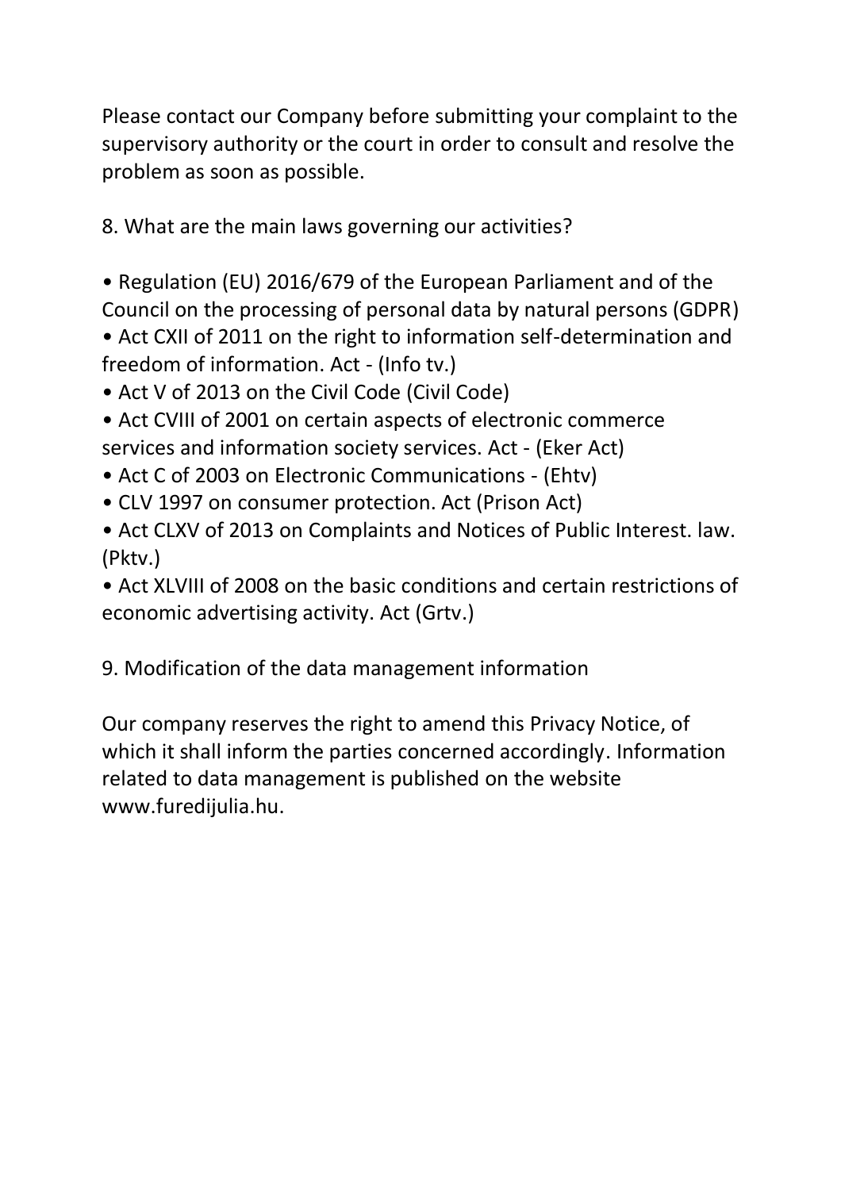Please contact our Company before submitting your complaint to the supervisory authority or the court in order to consult and resolve the problem as soon as possible.

## 8. What are the main laws governing our activities?

- Regulation (EU) 2016/679 of the European Parliament and of the Council on the processing of personal data by natural persons (GDPR)
- Act CXII of 2011 on the right to information self-determination and freedom of information. Act - (Info tv.)
- Act V of 2013 on the Civil Code (Civil Code)
- Act CVIII of 2001 on certain aspects of electronic commerce services and information society services. Act - (Eker Act)
- Act C of 2003 on Electronic Communications - (Ehtv)
- CLV 1997 on consumer protection. Act (Prison Act)
- Act CLXV of 2013 on Complaints and Notices of Public Interest. law. (Pktv.)
- Act XLVIII of 2008 on the basic conditions and certain restrictions of economic advertising activity. Act (Grtv.)

## 9. Modification of the data management information

Our company reserves the right to amend this Privacy Notice, of which it shall inform the parties concerned accordingly. Information related to data management is published on the website www.furedijulia.hu.